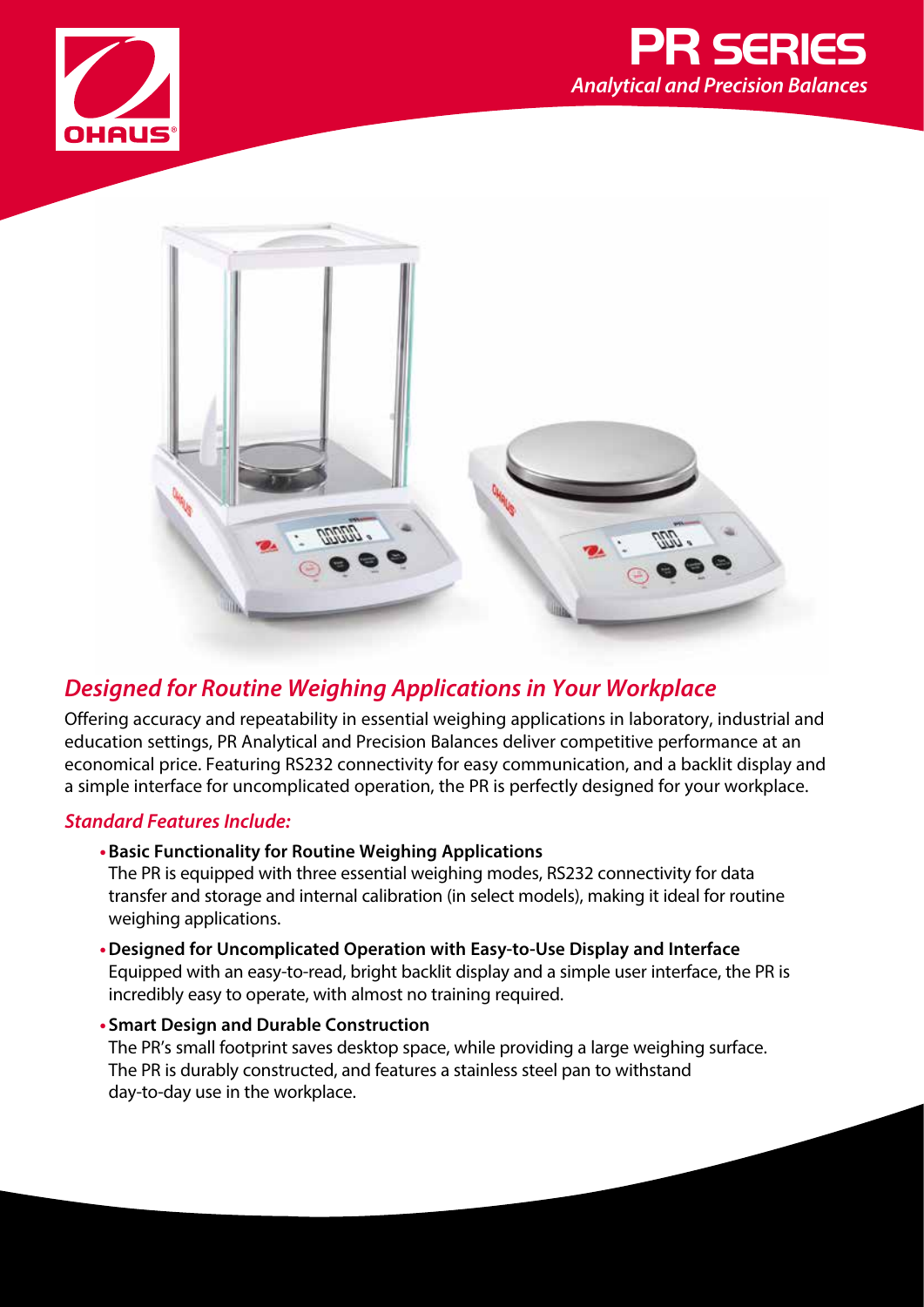OHAUS

# PR SERIES

*Analytical and Precision Balances*

## *Designed for Routine Weighing Applications in Your Workplace*

Offering accuracy and repeatability in essential weighing applications in laboratory, industrial and education settings, PR Analytical and Precision Balances deliver competitive performance at an economical price. Featuring RS232 connectivity for easy communication, and a backlit display and a simple interface for uncomplicated operation, the PR is perfectly designed for your workplace.

### *Standard Features Include:*

- **Basic Functionality for Routine Weighing Applications**
  The PR is equipped with three essential weighing modes, RS232 connectivity for data transfer and storage and internal calibration (in select models), making it ideal for routine weighing applications.
- **Designed for Uncomplicated Operation with Easy-to-Use Display and Interface**
  Equipped with an easy-to-read, bright backlit display and a simple user interface, the PR is incredibly easy to operate, with almost no training required.
- **Smart Design and Durable Construction**
  The PR's small footprint saves desktop space, while providing a large weighing surface. The PR is durably constructed, and features a stainless steel pan to withstand day-to-day use in the workplace.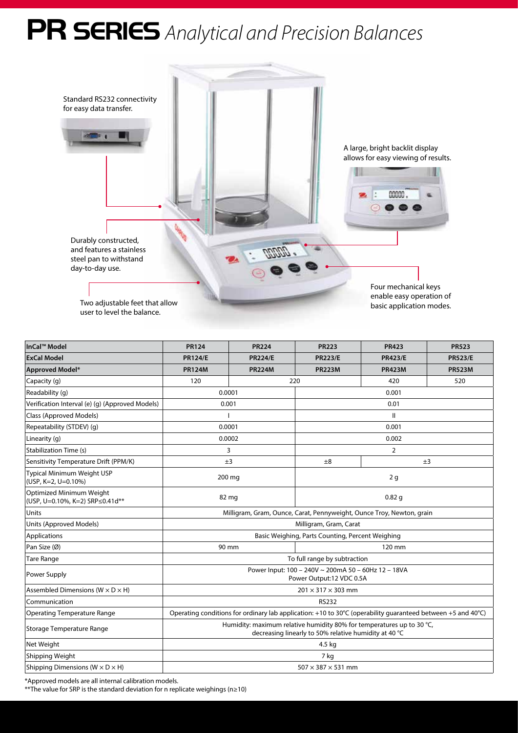# PR SERIES *Analytical and Precision Balances*

Standard RS232 connectivity for easy data transfer.

A large, bright backlit display allows for easy viewing of results.

Durably constructed, and features a stainless steel pan to withstand day-to-day use.

Two adjustable feet that allow user to level the balance.

Four mechanical keys enable easy operation of basic application modes.

| InCal™ Model | PR124 | PR224 | PR223 | PR423 | PR523 |
|---|---|---|---|---|---|
| ExCal Model | PR124/E | PR224/E | PR223/E | PR423/E | PR523/E |
| Approved Model* | PR124M | PR224M | PR223M | PR423M | PR523M |
| Capacity (g) | 120 | 220 | | 420 | 520 |
| Readability (g) | 0.0001 | | 0.001 | | |
| Verification Interval (e) (g) (Approved Models) | 0.001 | | 0.01 | | |
| Class (Approved Models) | I | | II | | |
| Repeatability (STDEV) (g) | 0.0001 | | 0.001 | | |
| Linearity (g) | 0.0002 | | 0.002 | | |
| Stabilization Time (s) | 3 | | 2 | | |
| Sensitivity Temperature Drift (PPM/K) | ±3 | | ±8 | ±3 | |
| Typical Minimum Weight USP (USP, K=2, U=0.10%) | 200 mg | | 2 g | | |
| Optimized Minimum Weight (USP, U=0.10%, K=2) SRP≤0.41d** | 82 mg | | 0.82 g | | |
| Units | Milligram, Gram, Ounce, Carat, Pennyweight, Ounce Troy, Newton, grain | | | | |
| Units (Approved Models) | Milligram, Gram, Carat | | | | |
| Applications | Basic Weighing, Parts Counting, Percent Weighing | | | | |
| Pan Size (Ø) | 90 mm | | 120 mm | | |
| Tare Range | To full range by subtraction | | | | |
| Power Supply | Power Input: 100 – 240V ~ 200mA 50 – 60Hz 12 – 18VA Power Output:12 VDC 0.5A | | | | |
| Assembled Dimensions (W × D × H) | 201 × 317 × 303 mm | | | | |
| Communication | RS232 | | | | |
| Operating Temperature Range | Operating conditions for ordinary lab application: +10 to 30°C (operability guaranteed between +5 and 40°C) | | | | |
| Storage Temperature Range | Humidity: maximum relative humidity 80% for temperatures up to 30 °C, decreasing linearly to 50% relative humidity at 40 °C | | | | |
| Net Weight | 4.5 kg | | | | |
| Shipping Weight | 7 kg | | | | |
| Shipping Dimensions (W × D × H) | 507 × 387 × 531 mm | | | | |

*Approved models are all internal calibration models.

**The value for SRP is the standard deviation for n replicate weighings (n≥10)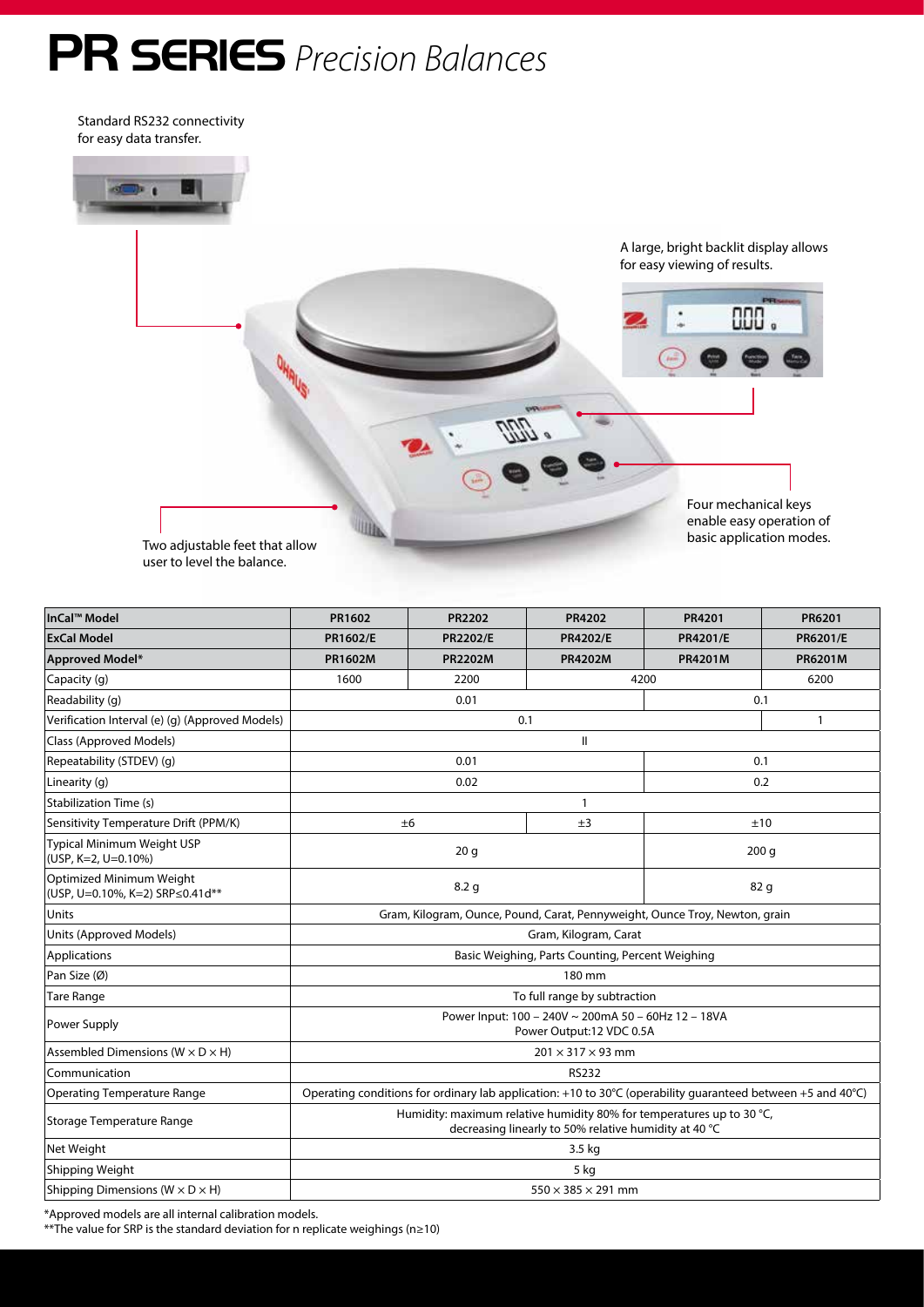# PR SERIES *Precision Balances*

Standard RS232 connectivity for easy data transfer.

A large, bright backlit display allows for easy viewing of results.

Four mechanical keys enable easy operation of basic application modes.

Two adjustable feet that allow user to level the balance.

| InCal™ Model | PR1602 | PR2202 | PR4202 | PR4201 | PR6201 |
|---|---|---|---|---|---|
| **ExCal Model** | **PR1602/E** | **PR2202/E** | **PR4202/E** | **PR4201/E** | **PR6201/E** |
| **Approved Model*** | **PR1602M** | **PR2202M** | **PR4202M** | **PR4201M** | **PR6201M** |
| Capacity (g) | 1600 | 2200 | 4200 | | 6200 |
| Readability (g) | 0.01 | | | 0.1 | |
| Verification Interval (e) (g) (Approved Models) | 0.1 | | | | 1 |
| Class (Approved Models) | II | | | | |
| Repeatability (STDEV) (g) | 0.01 | | | 0.1 | |
| Linearity (g) | 0.02 | | | 0.2 | |
| Stabilization Time (s) | 1 | | | | |
| Sensitivity Temperature Drift (PPM/K) | ±6 | | ±3 | ±10 | |
| Typical Minimum Weight USP (USP, K=2, U=0.10%) | 20 g | | | 200 g | |
| Optimized Minimum Weight (USP, U=0.10%, K=2) SRP≤0.41d** | 8.2 g | | | 82 g | |
| Units | Gram, Kilogram, Ounce, Pound, Carat, Pennyweight, Ounce Troy, Newton, grain | | | | |
| Units (Approved Models) | Gram, Kilogram, Carat | | | | |
| Applications | Basic Weighing, Parts Counting, Percent Weighing | | | | |
| Pan Size (Ø) | 180 mm | | | | |
| Tare Range | To full range by subtraction | | | | |
| Power Supply | Power Input: 100 – 240V ~ 200mA 50 – 60Hz 12 – 18VA Power Output:12 VDC 0.5A | | | | |
| Assembled Dimensions (W × D × H) | 201 × 317 × 93 mm | | | | |
| Communication | RS232 | | | | |
| Operating Temperature Range | Operating conditions for ordinary lab application: +10 to 30°C (operability guaranteed between +5 and 40°C) | | | | |
| Storage Temperature Range | Humidity: maximum relative humidity 80% for temperatures up to 30 °C, decreasing linearly to 50% relative humidity at 40 °C | | | | |
| Net Weight | 3.5 kg | | | | |
| Shipping Weight | 5 kg | | | | |
| Shipping Dimensions (W × D × H) | 550 × 385 × 291 mm | | | | |

*Approved models are all internal calibration models.

**The value for SRP is the standard deviation for n replicate weighings (n≥10)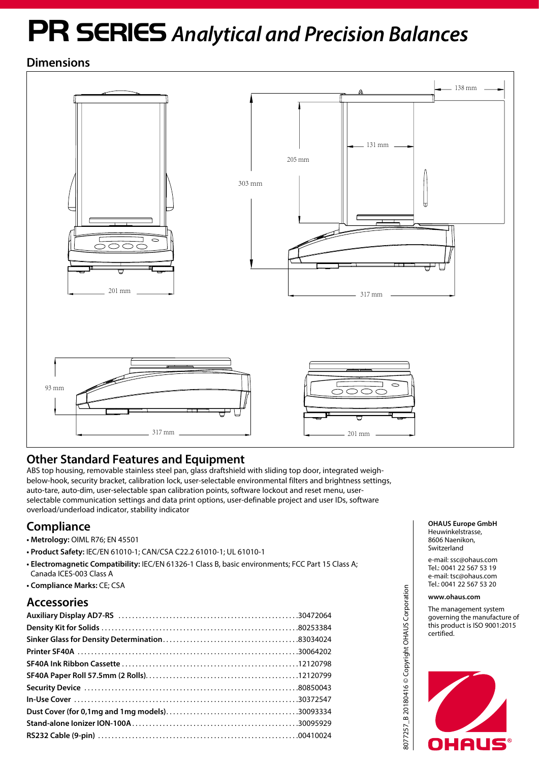# PR SERIES *Analytical and Precision Balances*

## Dimensions

138 mm

131 mm

205 mm

303 mm

201 mm

317 mm

93 mm

317 mm

201 mm

## Other Standard Features and Equipment

ABS top housing, removable stainless steel pan, glass draftshield with sliding top door, integrated weigh-below-hook, security bracket, calibration lock, user-selectable environmental filters and brightness settings, auto-tare, auto-dim, user-selectable span calibration points, software lockout and reset menu, user-selectable communication settings and data print options, user-definable project and user IDs, software overload/underload indicator, stability indicator

## Compliance

- **Metrology:** OIML R76; EN 45501
- **Product Safety:** IEC/EN 61010-1; CAN/CSA C22.2 61010-1; UL 61010-1
- **Electromagnetic Compatibility:** IEC/EN 61326-1 Class B, basic environments; FCC Part 15 Class A; Canada ICES-003 Class A
- **Compliance Marks:** CE; CSA

## Accessories

| | |
|---|---|
| **Auxiliary Display AD7-RS** | 30472064 |
| **Density Kit for Solids** | 80253384 |
| **Sinker Glass for Density Determination** | 83034024 |
| **Printer SF40A** | 30064202 |
| **SF40A Ink Ribbon Cassette** | 12120798 |
| **SF40A Paper Roll 57.5mm (2 Rolls)** | 12120799 |
| **Security Device** | 80850043 |
| **In-Use Cover** | 30372547 |
| **Dust Cover (for 0,1mg and 1mg models)** | 30093334 |
| **Stand-alone Ionizer ION-100A** | 30095929 |
| **RS232 Cable (9-pin)** | 00410024 |

80772557_B 20180416 © Copyright OHAUS Corporation

**OHAUS Europe GmbH**
Heuwinkelstrasse,
8606 Naenikon,
Switzerland

e-mail: ssc@ohaus.com
Tel.: 0041 22 567 53 19
e-mail: tsc@ohaus.com
Tel.: 0041 22 567 53 20

**www.ohaus.com**

The management system governing the manufacture of this product is ISO 9001:2015 certified.

OHAUS®